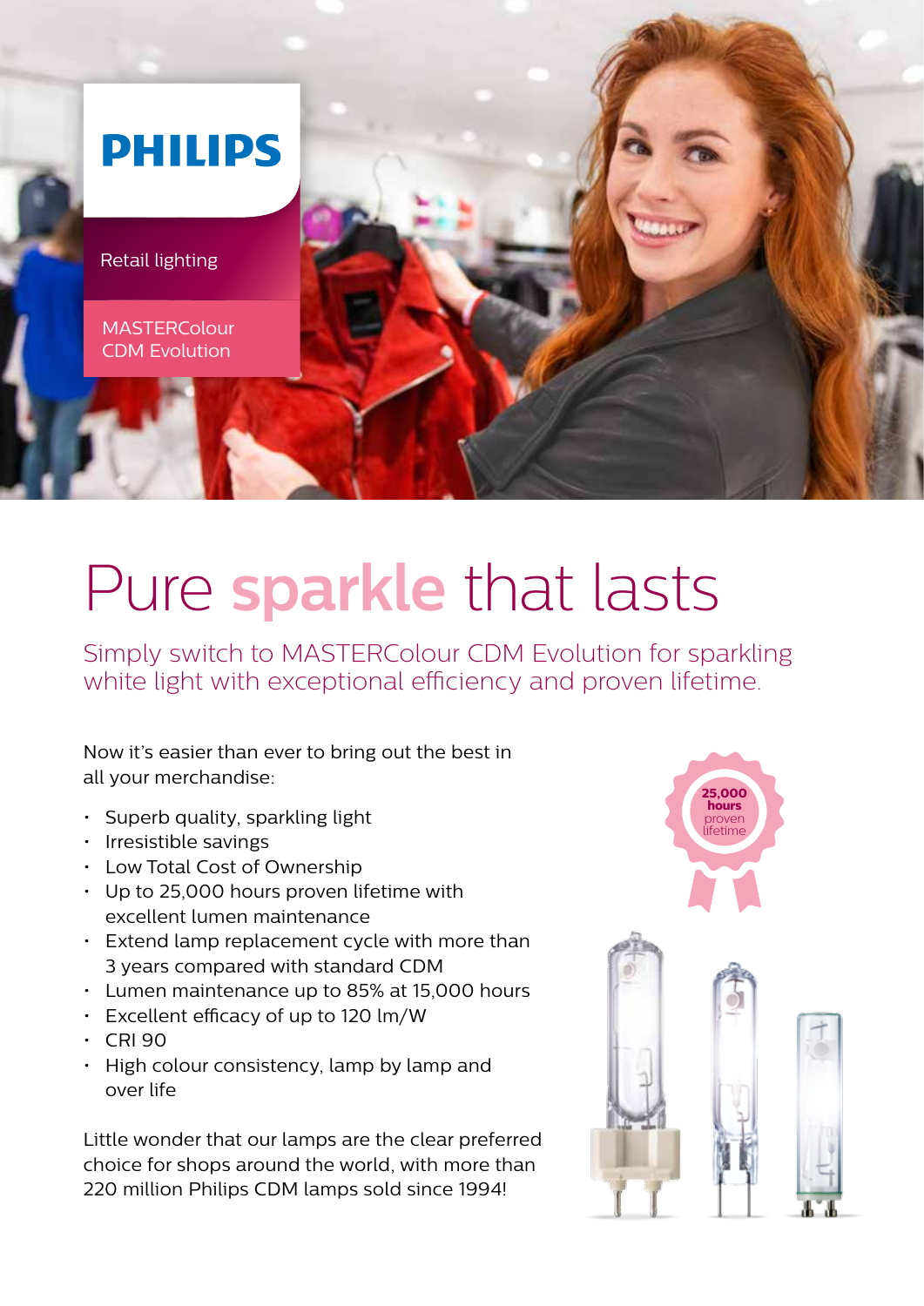PHILIPS

Retail lighting

MASTERColour CDM Evolution

# Pure **sparkle** that lasts

## Simply switch to MASTERColour CDM Evolution for sparkling white light with exceptional efficiency and proven lifetime.

Now it's easier than ever to bring out the best in all your merchandise:

- Superb quality, sparkling light
- Irresistible savings
- Low Total Cost of Ownership
- Up to 25,000 hours proven lifetime with excellent lumen maintenance
- Extend lamp replacement cycle with more than 3 years compared with standard CDM
- Lumen maintenance up to 85% at 15,000 hours
- Excellent efficacy of up to 120 lm/W
- CRI 90
- High colour consistency, lamp by lamp and over life

Little wonder that our lamps are the clear preferred choice for shops around the world, with more than 220 million Philips CDM lamps sold since 1994!

**25,000 hours** proven lifetime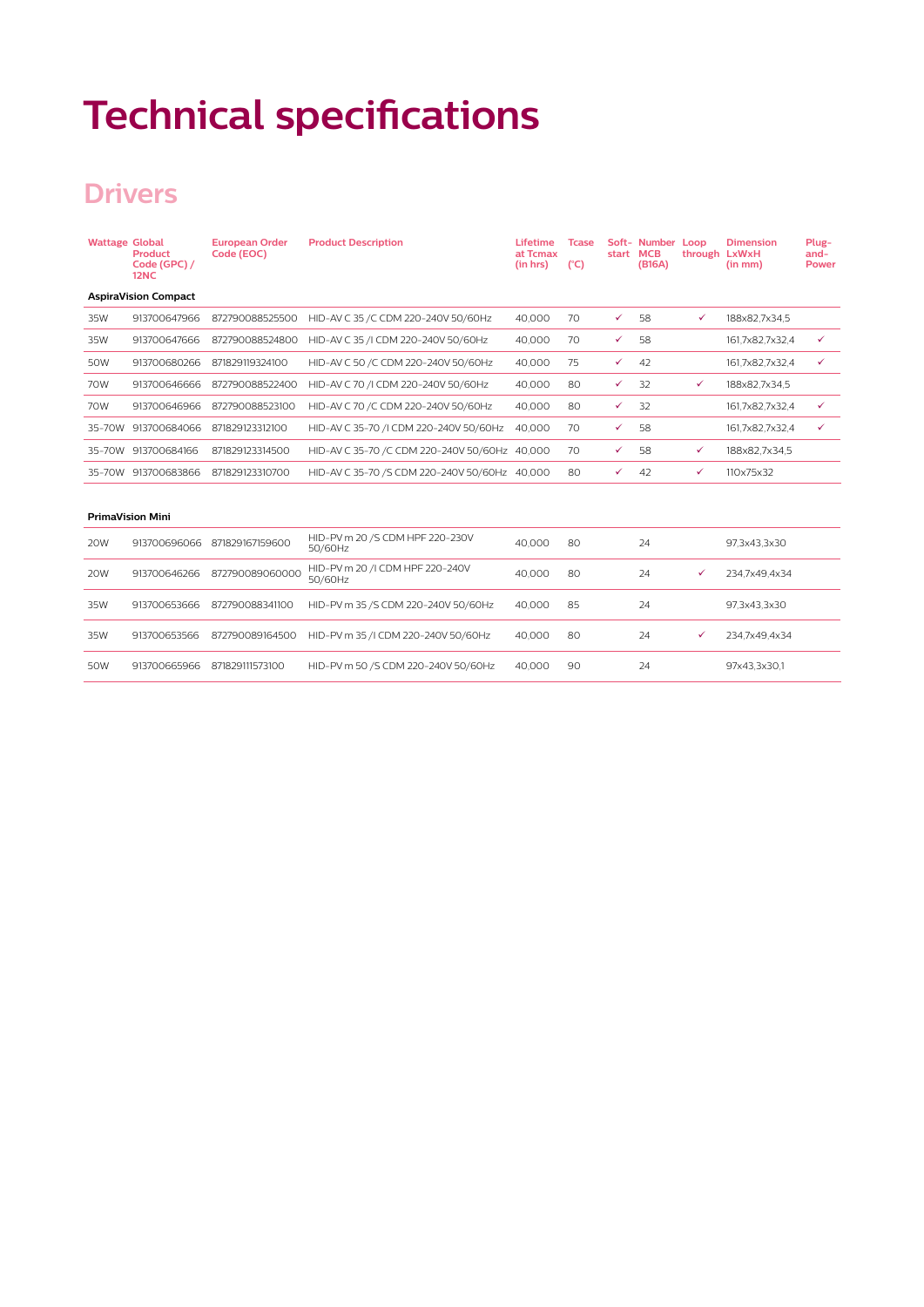# Technical specifications

## Drivers

| Wattage | Global Product Code (GPC) / 12NC | European Order Code (EOC) | Product Description | Lifetime at Tcmax (in hrs) | Tcase (°C) | Soft-start | Number MCB (B16A) | Loop through | Dimension LxWxH (in mm) | Plug-and-Power |
|---|---|---|---|---|---|---|---|---|---|---|
| **AspiraVision Compact** | | | | | | | | | | |
| 35W | 913700647966 | 872790088525500 | HID-AV C 35 /C CDM 220-240V 50/60Hz | 40,000 | 70 | ✓ | 58 | ✓ | 188x82,7x34,5 | |
| 35W | 913700647666 | 872790088524800 | HID-AV C 35 /I CDM 220-240V 50/60Hz | 40,000 | 70 | ✓ | 58 | | 161,7x82,7x32,4 | ✓ |
| 50W | 913700680266 | 871829119324100 | HID-AV C 50 /C CDM 220-240V 50/60Hz | 40,000 | 75 | ✓ | 42 | | 161,7x82,7x32,4 | ✓ |
| 70W | 913700646666 | 872790088522400 | HID-AV C 70 /I CDM 220-240V 50/60Hz | 40,000 | 80 | ✓ | 32 | ✓ | 188x82,7x34,5 | |
| 70W | 913700646966 | 872790088523100 | HID-AV C 70 /C CDM 220-240V 50/60Hz | 40,000 | 80 | ✓ | 32 | | 161,7x82,7x32,4 | ✓ |
| 35-70W | 913700684066 | 871829123312100 | HID-AV C 35-70 /I CDM 220-240V 50/60Hz | 40,000 | 70 | ✓ | 58 | | 161,7x82,7x32,4 | ✓ |
| 35-70W | 913700684166 | 871829123314500 | HID-AV C 35-70 /C CDM 220-240V 50/60Hz | 40,000 | 70 | ✓ | 58 | ✓ | 188x82,7x34,5 | |
| 35-70W | 913700683866 | 871829123310700 | HID-AV C 35-70 /S CDM 220-240V 50/60Hz | 40,000 | 80 | ✓ | 42 | ✓ | 110x75x32 | |
| **PrimaVision Mini** | | | | | | | | | | |
| 20W | 913700696066 | 871829167159600 | HID-PV m 20 /S CDM HPF 220-230V 50/60Hz | 40,000 | 80 | | 24 | | 97,3x43,3x30 | |
| 20W | 913700646266 | 872790089060000 | HID-PV m 20 /I CDM HPF 220-240V 50/60Hz | 40,000 | 80 | | 24 | ✓ | 234,7x49,4x34 | |
| 35W | 913700653666 | 872790088341100 | HID-PV m 35 /S CDM 220-240V 50/60Hz | 40,000 | 85 | | 24 | | 97,3x43,3x30 | |
| 35W | 913700653566 | 872790089164500 | HID-PV m 35 /I CDM 220-240V 50/60Hz | 40,000 | 80 | | 24 | ✓ | 234,7x49,4x34 | |
| 50W | 913700665966 | 871829111573100 | HID-PV m 50 /S CDM 220-240V 50/60Hz | 40,000 | 90 | | 24 | | 97x43,3x30,1 | |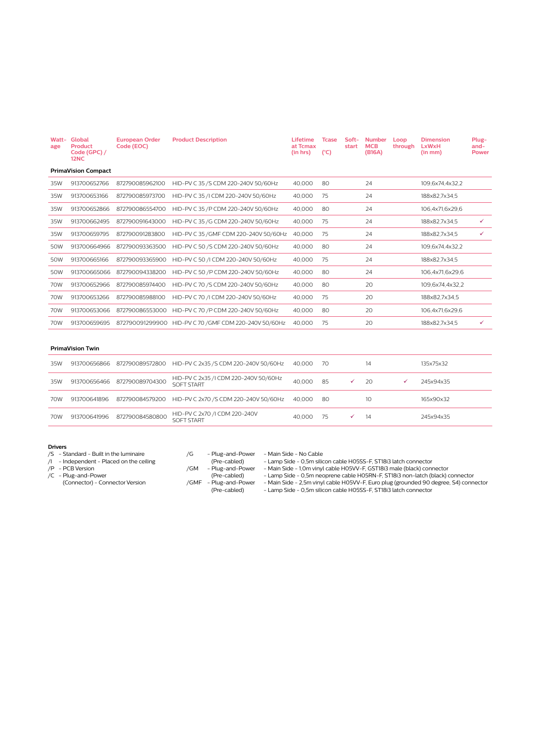| Watt-age | Global Product Code (GPC) / 12NC | European Order Code (EOC) | Product Description | Lifetime at Tcmax (in hrs) | Tcase (°C) | Soft-start | Number MCB (B16A) | Loop through | Dimension LxWxH (in mm) | Plug-and-Power |
|---|---|---|---|---|---|---|---|---|---|---|
| **PrimaVision Compact** | | | | | | | | | | |
| 35W | 913700652766 | 872790085962100 | HID-PV C 35 /S CDM 220-240V 50/60Hz | 40,000 | 80 | | 24 | | 109,6x74,4x32,2 | |
| 35W | 913700653166 | 872790085973700 | HID-PV C 35 /I CDM 220-240V 50/60Hz | 40,000 | 75 | | 24 | | 188x82,7x34,5 | |
| 35W | 913700652866 | 872790086554700 | HID-PV C 35 /P CDM 220-240V 50/60Hz | 40,000 | 80 | | 24 | | 106,4x71,6x29,6 | |
| 35W | 913700662495 | 872790091643000 | HID-PV C 35 /G CDM 220-240V 50/60Hz | 40,000 | 75 | | 24 | | 188x82,7x34,5 | ✓ |
| 35W | 913700659795 | 872790091283800 | HID-PV C 35 /GMF CDM 220-240V 50/60Hz | 40,000 | 75 | | 24 | | 188x82,7x34,5 | ✓ |
| 50W | 913700664966 | 872790093363500 | HID-PV C 50 /S CDM 220-240V 50/60Hz | 40,000 | 80 | | 24 | | 109,6x74,4x32,2 | |
| 50W | 913700665166 | 872790093365900 | HID-PV C 50 /I CDM 220-240V 50/60Hz | 40,000 | 75 | | 24 | | 188x82,7x34,5 | |
| 50W | 913700665066 | 872790094338200 | HID-PV C 50 /P CDM 220-240V 50/60Hz | 40,000 | 80 | | 24 | | 106,4x71,6x29,6 | |
| 70W | 913700652966 | 872790085974400 | HID-PV C 70 /S CDM 220-240V 50/60Hz | 40,000 | 80 | | 20 | | 109,6x74,4x32,2 | |
| 70W | 913700653266 | 872790085988100 | HID-PV C 70 /I CDM 220-240V 50/60Hz | 40,000 | 75 | | 20 | | 188x82,7x34,5 | |
| 70W | 913700653066 | 872790086553000 | HID-PV C 70 /P CDM 220-240V 50/60Hz | 40,000 | 80 | | 20 | | 106,4x71,6x29,6 | |
| 70W | 913700659695 | 872790091299900 | HID-PV C 70 /GMF CDM 220-240V 50/60Hz | 40,000 | 75 | | 20 | | 188x82,7x34,5 | ✓ |
| **PrimaVision Twin** | | | | | | | | | | |
| 35W | 913700656866 | 872790089572800 | HID-PV C 2x35 /S CDM 220-240V 50/60Hz | 40,000 | 70 | | 14 | | 135x75x32 | |
| 35W | 913700656466 | 872790089704300 | HID-PV C 2x35 /I CDM 220-240V 50/60Hz SOFT START | 40,000 | 85 | ✓ | 20 | ✓ | 245x94x35 | |
| 70W | 913700641896 | 872790084579200 | HID-PV C 2x70 /S CDM 220-240V 50/60Hz | 40,000 | 80 | | 10 | | 165x90x32 | |
| 70W | 913700641996 | 872790084580800 | HID-PV C 2x70 /I CDM 220-240V SOFT START | 40,000 | 75 | ✓ | 14 | | 245x94x35 | |

**Drivers**

/S - Standard - Built in the luminaire
/I - Independent - Placed on the ceiling
/P - PCB Version
/C - Plug-and-Power (Connector) - Connector Version

/G - Plug-and-Power (Pre-cabled) - Main Side - No Cable
- Lamp Side - 0,5m silicon cable H05SS-F, ST18i3 latch connector

/GM - Plug-and-Power (Pre-cabled) - Main Side - 1,0m vinyl cable H05VV-F, GST18i3 male (black) connector
- Lamp Side - 0,5m neoprene cable H05RN-F, ST18i3 non-latch (black) connector

/GMF - Plug-and-Power (Pre-cabled) - Main Side - 2,5m vinyl cable H05VV-F, Euro plug (grounded 90 degree, S4) connector
- Lamp Side - 0,5m silicon cable H05SS-F, ST18i3 latch connector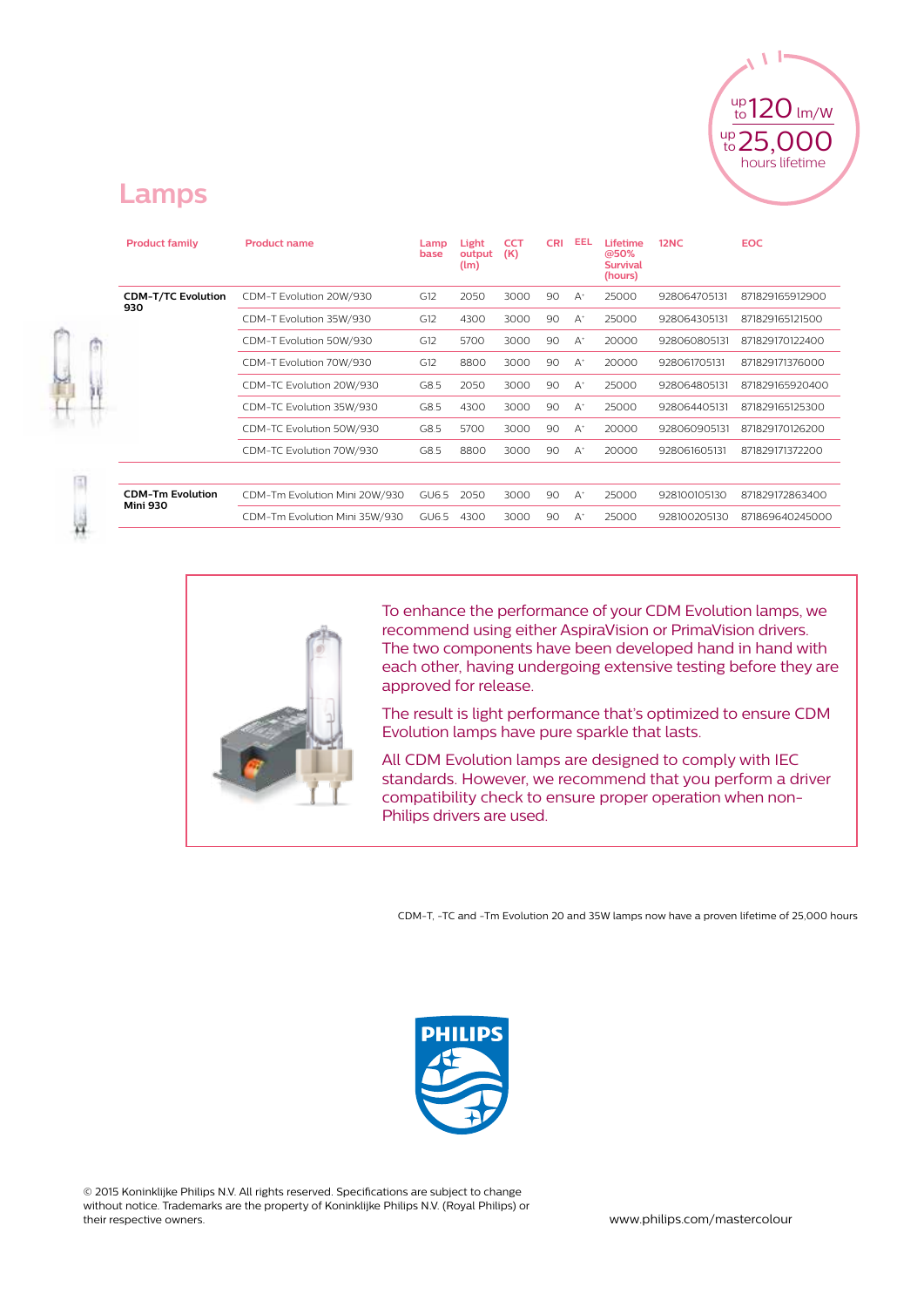up to 120 lm/W

up to 25,000 hours lifetime

# Lamps

| Product family | Product name | Lamp base | Light output (lm) | CCT (K) | CRI | EEL | Lifetime @50% Survival (hours) | 12NC | EOC |
|---|---|---|---|---|---|---|---|---|---|
| **CDM-T/TC Evolution 930** | CDM-T Evolution 20W/930 | G12 | 2050 | 3000 | 90 | A+ | 25000 | 928064705131 | 871829165912900 |
| | CDM-T Evolution 35W/930 | G12 | 4300 | 3000 | 90 | A+ | 25000 | 928064305131 | 871829165121500 |
| | CDM-T Evolution 50W/930 | G12 | 5700 | 3000 | 90 | A+ | 20000 | 928060805131 | 871829170122400 |
| | CDM-T Evolution 70W/930 | G12 | 8800 | 3000 | 90 | A+ | 20000 | 928061705131 | 871829171376000 |
| | CDM-TC Evolution 20W/930 | G8.5 | 2050 | 3000 | 90 | A+ | 25000 | 928064805131 | 871829165920400 |
| | CDM-TC Evolution 35W/930 | G8.5 | 4300 | 3000 | 90 | A+ | 25000 | 928064405131 | 871829165125300 |
| | CDM-TC Evolution 50W/930 | G8.5 | 5700 | 3000 | 90 | A+ | 20000 | 928060905131 | 871829170126200 |
| | CDM-TC Evolution 70W/930 | G8.5 | 8800 | 3000 | 90 | A+ | 20000 | 928061605131 | 871829171372200 |
| **CDM-Tm Evolution Mini 930** | CDM-Tm Evolution Mini 20W/930 | GU6.5 | 2050 | 3000 | 90 | A+ | 25000 | 928100105130 | 871829172863400 |
| | CDM-Tm Evolution Mini 35W/930 | GU6.5 | 4300 | 3000 | 90 | A+ | 25000 | 928100205130 | 871869640245000 |

To enhance the performance of your CDM Evolution lamps, we recommend using either AspiraVision or PrimaVision drivers. The two components have been developed hand in hand with each other, having undergoing extensive testing before they are approved for release.

The result is light performance that's optimized to ensure CDM Evolution lamps have pure sparkle that lasts.

All CDM Evolution lamps are designed to comply with IEC standards. However, we recommend that you perform a driver compatibility check to ensure proper operation when non-Philips drivers are used.

CDM-T, -TC and -Tm Evolution 20 and 35W lamps now have a proven lifetime of 25,000 hours

PHILIPS

© 2015 Koninklijke Philips N.V. All rights reserved. Specifications are subject to change without notice. Trademarks are the property of Koninklijke Philips N.V. (Royal Philips) or their respective owners.

www.philips.com/mastercolour